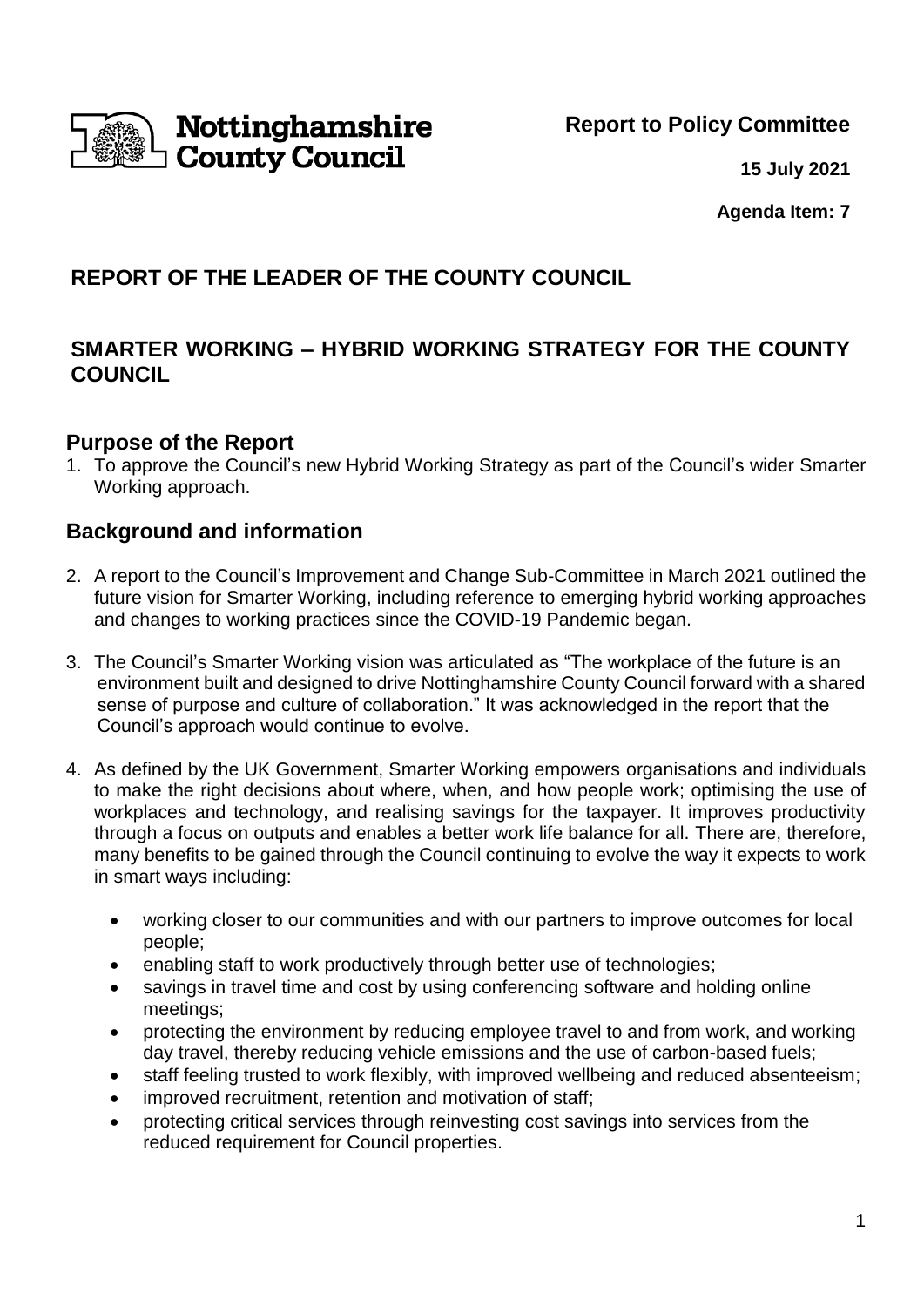Nottinghamshire County Council

**Report to Policy Committee**

**15 July 2021**

**Agenda Item: 7**

# REPORT OF THE LEADER OF THE COUNTY COUNCIL

# SMARTER WORKING – HYBRID WORKING STRATEGY FOR THE COUNTY COUNCIL

## Purpose of the Report

1. To approve the Council's new Hybrid Working Strategy as part of the Council's wider Smarter Working approach.

## Background and information

2. A report to the Council's Improvement and Change Sub-Committee in March 2021 outlined the future vision for Smarter Working, including reference to emerging hybrid working approaches and changes to working practices since the COVID-19 Pandemic began.

3. The Council's Smarter Working vision was articulated as "The workplace of the future is an environment built and designed to drive Nottinghamshire County Council forward with a shared sense of purpose and culture of collaboration." It was acknowledged in the report that the Council's approach would continue to evolve.

4. As defined by the UK Government, Smarter Working empowers organisations and individuals to make the right decisions about where, when, and how people work; optimising the use of workplaces and technology, and realising savings for the taxpayer. It improves productivity through a focus on outputs and enables a better work life balance for all. There are, therefore, many benefits to be gained through the Council continuing to evolve the way it expects to work in smart ways including:

   - working closer to our communities and with our partners to improve outcomes for local people;
   - enabling staff to work productively through better use of technologies;
   - savings in travel time and cost by using conferencing software and holding online meetings;
   - protecting the environment by reducing employee travel to and from work, and working day travel, thereby reducing vehicle emissions and the use of carbon-based fuels;
   - staff feeling trusted to work flexibly, with improved wellbeing and reduced absenteeism;
   - improved recruitment, retention and motivation of staff;
   - protecting critical services through reinvesting cost savings into services from the reduced requirement for Council properties.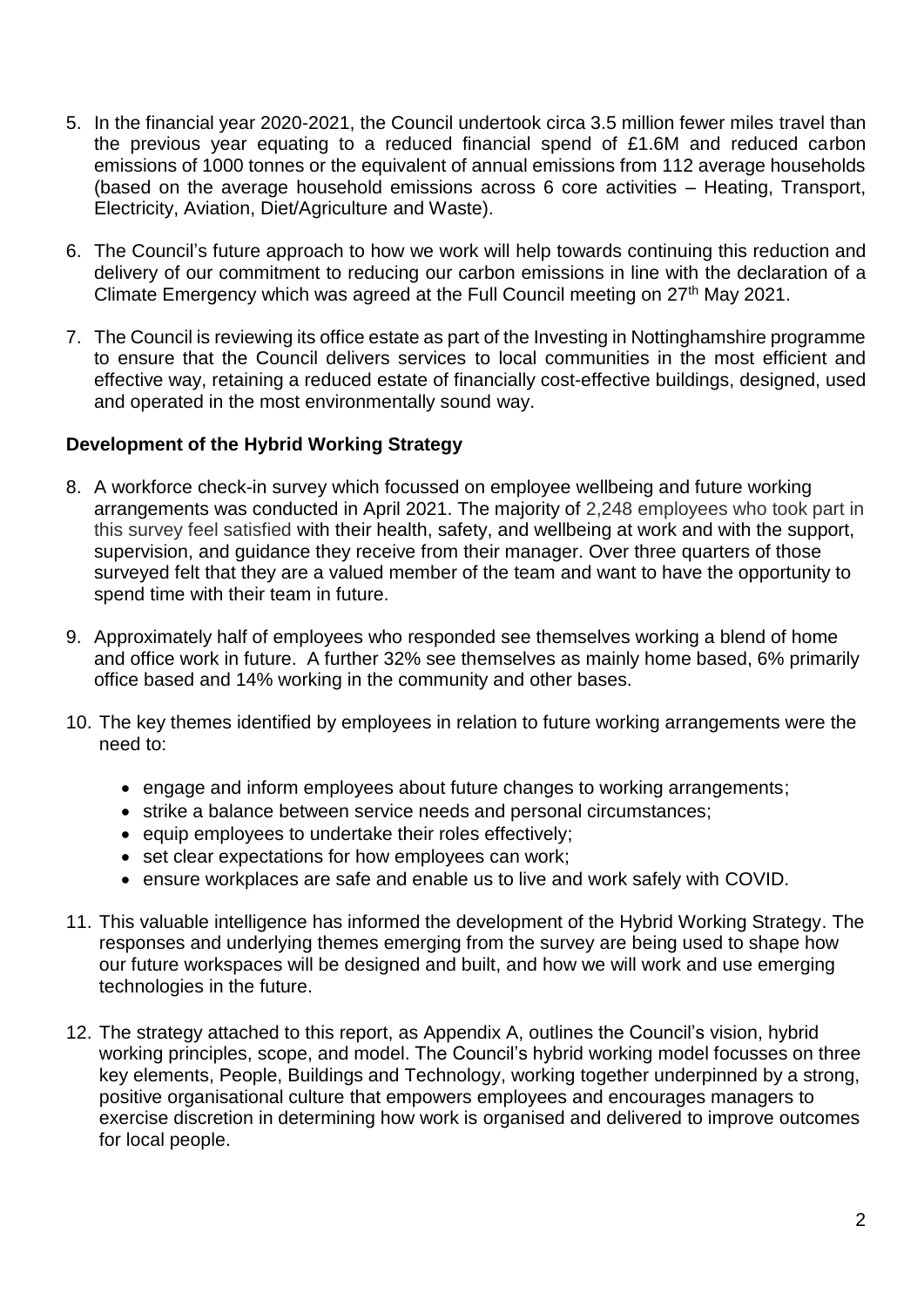5. In the financial year 2020-2021, the Council undertook circa 3.5 million fewer miles travel than the previous year equating to a reduced financial spend of £1.6M and reduced carbon emissions of 1000 tonnes or the equivalent of annual emissions from 112 average households (based on the average household emissions across 6 core activities – Heating, Transport, Electricity, Aviation, Diet/Agriculture and Waste).

6. The Council's future approach to how we work will help towards continuing this reduction and delivery of our commitment to reducing our carbon emissions in line with the declaration of a Climate Emergency which was agreed at the Full Council meeting on 27th May 2021.

7. The Council is reviewing its office estate as part of the Investing in Nottinghamshire programme to ensure that the Council delivers services to local communities in the most efficient and effective way, retaining a reduced estate of financially cost-effective buildings, designed, used and operated in the most environmentally sound way.

**Development of the Hybrid Working Strategy**

8. A workforce check-in survey which focussed on employee wellbeing and future working arrangements was conducted in April 2021. The majority of 2,248 employees who took part in this survey feel satisfied with their health, safety, and wellbeing at work and with the support, supervision, and guidance they receive from their manager. Over three quarters of those surveyed felt that they are a valued member of the team and want to have the opportunity to spend time with their team in future.

9. Approximately half of employees who responded see themselves working a blend of home and office work in future. A further 32% see themselves as mainly home based, 6% primarily office based and 14% working in the community and other bases.

10. The key themes identified by employees in relation to future working arrangements were the need to:

    - engage and inform employees about future changes to working arrangements;
    - strike a balance between service needs and personal circumstances;
    - equip employees to undertake their roles effectively;
    - set clear expectations for how employees can work;
    - ensure workplaces are safe and enable us to live and work safely with COVID.

11. This valuable intelligence has informed the development of the Hybrid Working Strategy. The responses and underlying themes emerging from the survey are being used to shape how our future workspaces will be designed and built, and how we will work and use emerging technologies in the future.

12. The strategy attached to this report, as Appendix A, outlines the Council's vision, hybrid working principles, scope, and model. The Council's hybrid working model focusses on three key elements, People, Buildings and Technology, working together underpinned by a strong, positive organisational culture that empowers employees and encourages managers to exercise discretion in determining how work is organised and delivered to improve outcomes for local people.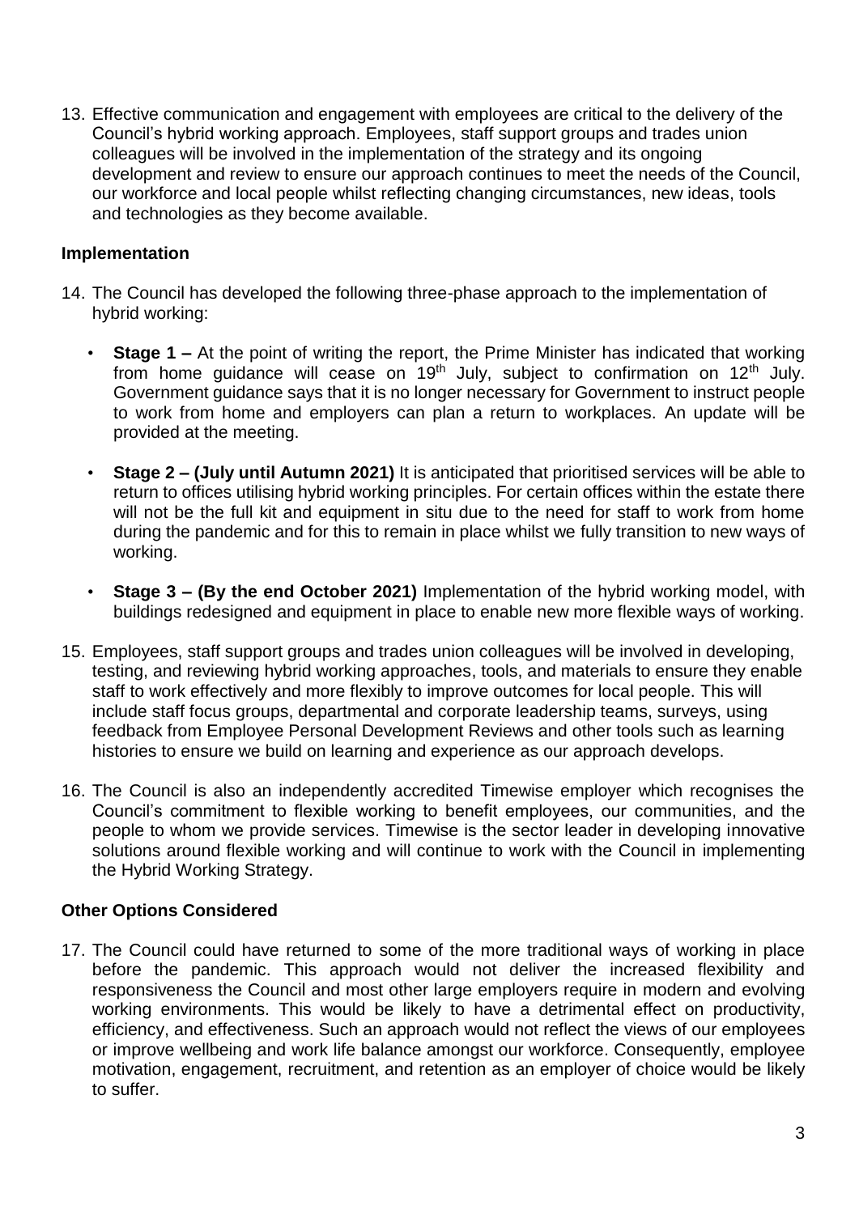13. Effective communication and engagement with employees are critical to the delivery of the Council's hybrid working approach. Employees, staff support groups and trades union colleagues will be involved in the implementation of the strategy and its ongoing development and review to ensure our approach continues to meet the needs of the Council, our workforce and local people whilst reflecting changing circumstances, new ideas, tools and technologies as they become available.

## Implementation

14. The Council has developed the following three-phase approach to the implementation of hybrid working:

    - **Stage 1 –** At the point of writing the report, the Prime Minister has indicated that working from home guidance will cease on 19th July, subject to confirmation on 12th July. Government guidance says that it is no longer necessary for Government to instruct people to work from home and employers can plan a return to workplaces. An update will be provided at the meeting.

    - **Stage 2 – (July until Autumn 2021)** It is anticipated that prioritised services will be able to return to offices utilising hybrid working principles. For certain offices within the estate there will not be the full kit and equipment in situ due to the need for staff to work from home during the pandemic and for this to remain in place whilst we fully transition to new ways of working.

    - **Stage 3 – (By the end October 2021)** Implementation of the hybrid working model, with buildings redesigned and equipment in place to enable new more flexible ways of working.

15. Employees, staff support groups and trades union colleagues will be involved in developing, testing, and reviewing hybrid working approaches, tools, and materials to ensure they enable staff to work effectively and more flexibly to improve outcomes for local people. This will include staff focus groups, departmental and corporate leadership teams, surveys, using feedback from Employee Personal Development Reviews and other tools such as learning histories to ensure we build on learning and experience as our approach develops.

16. The Council is also an independently accredited Timewise employer which recognises the Council's commitment to flexible working to benefit employees, our communities, and the people to whom we provide services. Timewise is the sector leader in developing innovative solutions around flexible working and will continue to work with the Council in implementing the Hybrid Working Strategy.

## Other Options Considered

17. The Council could have returned to some of the more traditional ways of working in place before the pandemic. This approach would not deliver the increased flexibility and responsiveness the Council and most other large employers require in modern and evolving working environments. This would be likely to have a detrimental effect on productivity, efficiency, and effectiveness. Such an approach would not reflect the views of our employees or improve wellbeing and work life balance amongst our workforce. Consequently, employee motivation, engagement, recruitment, and retention as an employer of choice would be likely to suffer.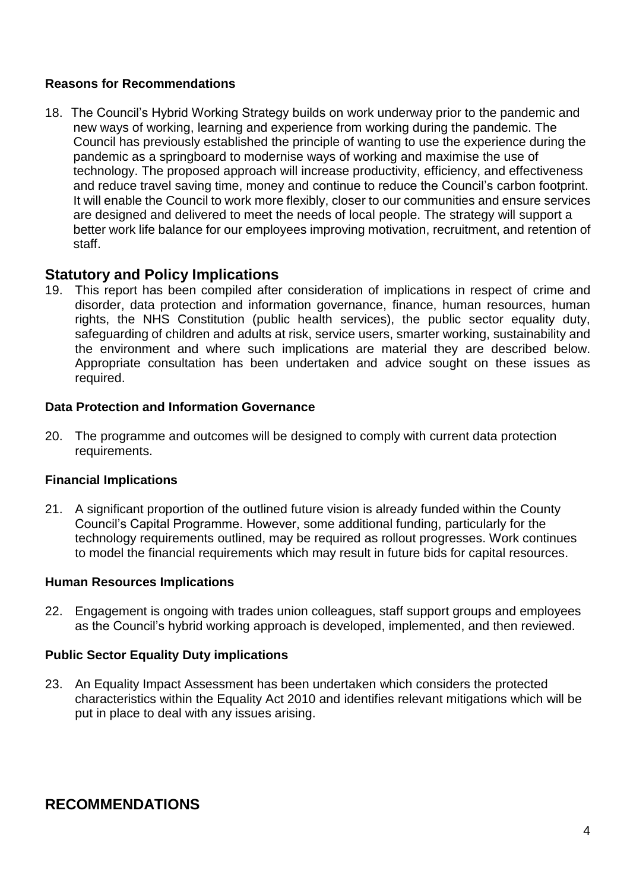### Reasons for Recommendations

18. The Council's Hybrid Working Strategy builds on work underway prior to the pandemic and new ways of working, learning and experience from working during the pandemic. The Council has previously established the principle of wanting to use the experience during the pandemic as a springboard to modernise ways of working and maximise the use of technology. The proposed approach will increase productivity, efficiency, and effectiveness and reduce travel saving time, money and continue to reduce the Council's carbon footprint. It will enable the Council to work more flexibly, closer to our communities and ensure services are designed and delivered to meet the needs of local people. The strategy will support a better work life balance for our employees improving motivation, recruitment, and retention of staff.

## Statutory and Policy Implications

19. This report has been compiled after consideration of implications in respect of crime and disorder, data protection and information governance, finance, human resources, human rights, the NHS Constitution (public health services), the public sector equality duty, safeguarding of children and adults at risk, service users, smarter working, sustainability and the environment and where such implications are material they are described below. Appropriate consultation has been undertaken and advice sought on these issues as required.

### Data Protection and Information Governance

20. The programme and outcomes will be designed to comply with current data protection requirements.

### Financial Implications

21. A significant proportion of the outlined future vision is already funded within the County Council's Capital Programme. However, some additional funding, particularly for the technology requirements outlined, may be required as rollout progresses. Work continues to model the financial requirements which may result in future bids for capital resources.

### Human Resources Implications

22. Engagement is ongoing with trades union colleagues, staff support groups and employees as the Council's hybrid working approach is developed, implemented, and then reviewed.

### Public Sector Equality Duty implications

23. An Equality Impact Assessment has been undertaken which considers the protected characteristics within the Equality Act 2010 and identifies relevant mitigations which will be put in place to deal with any issues arising.

## RECOMMENDATIONS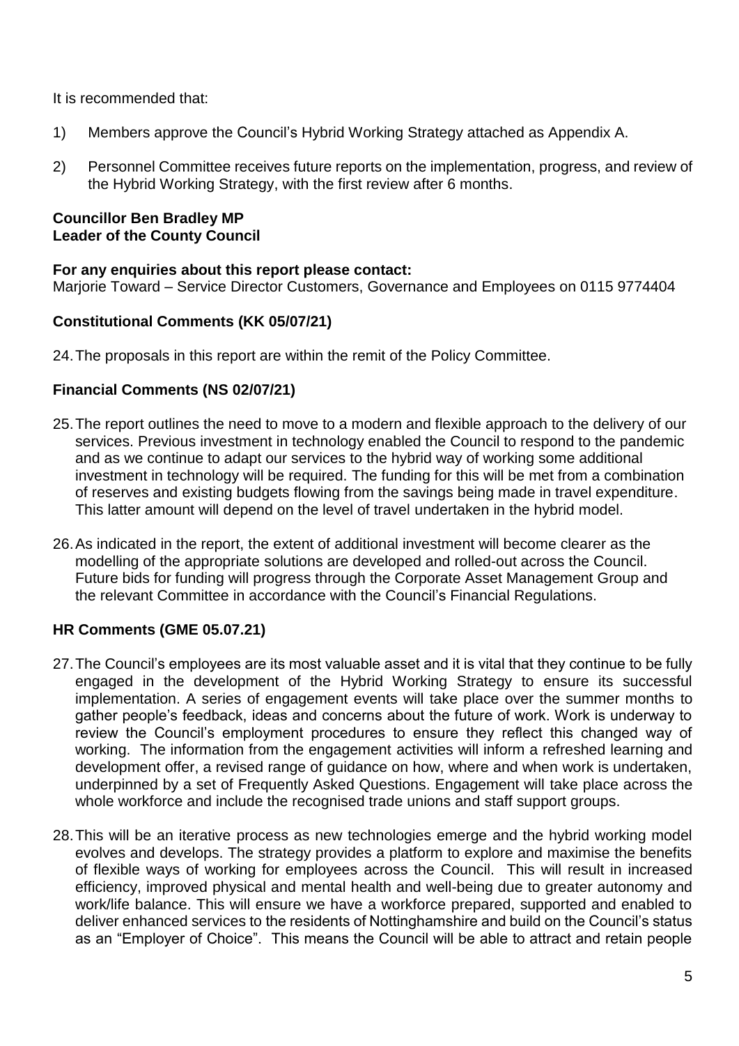It is recommended that:

1) Members approve the Council's Hybrid Working Strategy attached as Appendix A.

2) Personnel Committee receives future reports on the implementation, progress, and review of the Hybrid Working Strategy, with the first review after 6 months.

**Councillor Ben Bradley MP**
**Leader of the County Council**

**For any enquiries about this report please contact:**
Marjorie Toward – Service Director Customers, Governance and Employees on 0115 9774404

**Constitutional Comments (KK 05/07/21)**

24. The proposals in this report are within the remit of the Policy Committee.

**Financial Comments (NS 02/07/21)**

25. The report outlines the need to move to a modern and flexible approach to the delivery of our services. Previous investment in technology enabled the Council to respond to the pandemic and as we continue to adapt our services to the hybrid way of working some additional investment in technology will be required. The funding for this will be met from a combination of reserves and existing budgets flowing from the savings being made in travel expenditure. This latter amount will depend on the level of travel undertaken in the hybrid model.

26. As indicated in the report, the extent of additional investment will become clearer as the modelling of the appropriate solutions are developed and rolled-out across the Council. Future bids for funding will progress through the Corporate Asset Management Group and the relevant Committee in accordance with the Council's Financial Regulations.

**HR Comments (GME 05.07.21)**

27. The Council's employees are its most valuable asset and it is vital that they continue to be fully engaged in the development of the Hybrid Working Strategy to ensure its successful implementation. A series of engagement events will take place over the summer months to gather people's feedback, ideas and concerns about the future of work. Work is underway to review the Council's employment procedures to ensure they reflect this changed way of working. The information from the engagement activities will inform a refreshed learning and development offer, a revised range of guidance on how, where and when work is undertaken, underpinned by a set of Frequently Asked Questions. Engagement will take place across the whole workforce and include the recognised trade unions and staff support groups.

28. This will be an iterative process as new technologies emerge and the hybrid working model evolves and develops. The strategy provides a platform to explore and maximise the benefits of flexible ways of working for employees across the Council. This will result in increased efficiency, improved physical and mental health and well-being due to greater autonomy and work/life balance. This will ensure we have a workforce prepared, supported and enabled to deliver enhanced services to the residents of Nottinghamshire and build on the Council's status as an "Employer of Choice". This means the Council will be able to attract and retain people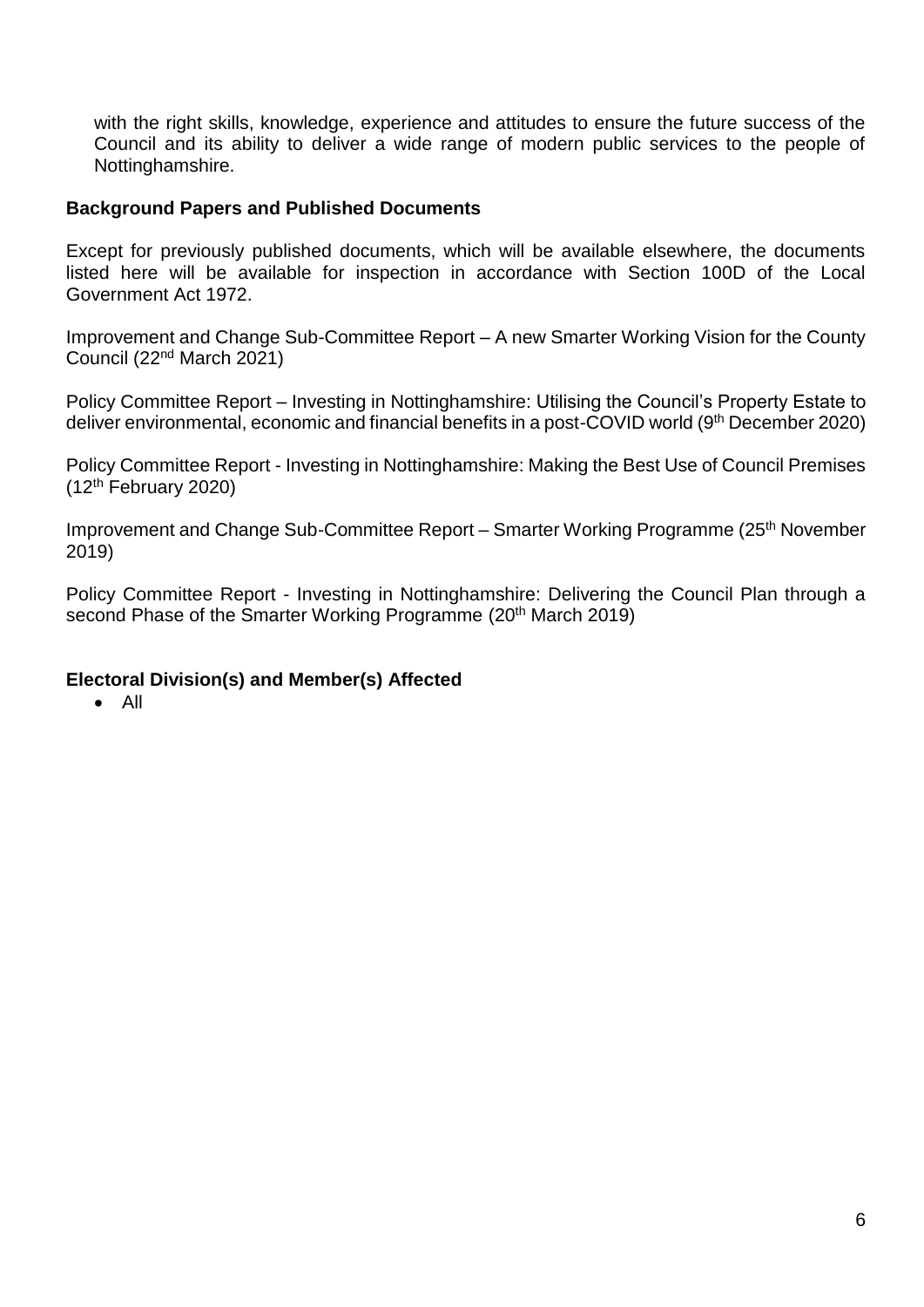with the right skills, knowledge, experience and attitudes to ensure the future success of the Council and its ability to deliver a wide range of modern public services to the people of Nottinghamshire.

**Background Papers and Published Documents**

Except for previously published documents, which will be available elsewhere, the documents listed here will be available for inspection in accordance with Section 100D of the Local Government Act 1972.

Improvement and Change Sub-Committee Report – A new Smarter Working Vision for the County Council (22nd March 2021)

Policy Committee Report – Investing in Nottinghamshire: Utilising the Council's Property Estate to deliver environmental, economic and financial benefits in a post-COVID world (9th December 2020)

Policy Committee Report - Investing in Nottinghamshire: Making the Best Use of Council Premises (12th February 2020)

Improvement and Change Sub-Committee Report – Smarter Working Programme (25th November 2019)

Policy Committee Report - Investing in Nottinghamshire: Delivering the Council Plan through a second Phase of the Smarter Working Programme (20th March 2019)

**Electoral Division(s) and Member(s) Affected**

- All